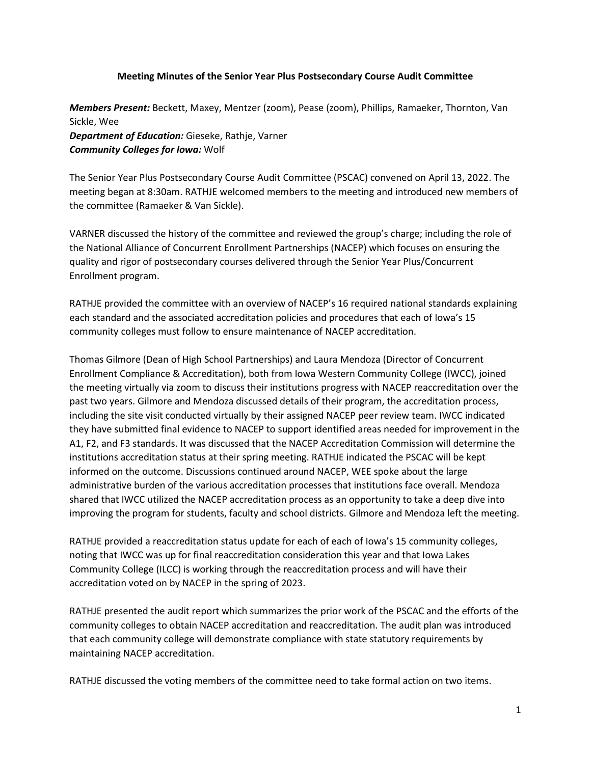**Meeting Minutes of the Senior Year Plus Postsecondary Course Audit Committee**

***Members Present:*** Beckett, Maxey, Mentzer (zoom), Pease (zoom), Phillips, Ramaeker, Thornton, Van Sickle, Wee
***Department of Education:*** Gieseke, Rathje, Varner
***Community Colleges for Iowa:*** Wolf

The Senior Year Plus Postsecondary Course Audit Committee (PSCAC) convened on April 13, 2022. The meeting began at 8:30am. RATHJE welcomed members to the meeting and introduced new members of the committee (Ramaeker & Van Sickle).

VARNER discussed the history of the committee and reviewed the group's charge; including the role of the National Alliance of Concurrent Enrollment Partnerships (NACEP) which focuses on ensuring the quality and rigor of postsecondary courses delivered through the Senior Year Plus/Concurrent Enrollment program.

RATHJE provided the committee with an overview of NACEP's 16 required national standards explaining each standard and the associated accreditation policies and procedures that each of Iowa's 15 community colleges must follow to ensure maintenance of NACEP accreditation.

Thomas Gilmore (Dean of High School Partnerships) and Laura Mendoza (Director of Concurrent Enrollment Compliance & Accreditation), both from Iowa Western Community College (IWCC), joined the meeting virtually via zoom to discuss their institutions progress with NACEP reaccreditation over the past two years. Gilmore and Mendoza discussed details of their program, the accreditation process, including the site visit conducted virtually by their assigned NACEP peer review team. IWCC indicated they have submitted final evidence to NACEP to support identified areas needed for improvement in the A1, F2, and F3 standards. It was discussed that the NACEP Accreditation Commission will determine the institutions accreditation status at their spring meeting. RATHJE indicated the PSCAC will be kept informed on the outcome. Discussions continued around NACEP, WEE spoke about the large administrative burden of the various accreditation processes that institutions face overall. Mendoza shared that IWCC utilized the NACEP accreditation process as an opportunity to take a deep dive into improving the program for students, faculty and school districts. Gilmore and Mendoza left the meeting.

RATHJE provided a reaccreditation status update for each of each of Iowa's 15 community colleges, noting that IWCC was up for final reaccreditation consideration this year and that Iowa Lakes Community College (ILCC) is working through the reaccreditation process and will have their accreditation voted on by NACEP in the spring of 2023.

RATHJE presented the audit report which summarizes the prior work of the PSCAC and the efforts of the community colleges to obtain NACEP accreditation and reaccreditation. The audit plan was introduced that each community college will demonstrate compliance with state statutory requirements by maintaining NACEP accreditation.

RATHJE discussed the voting members of the committee need to take formal action on two items.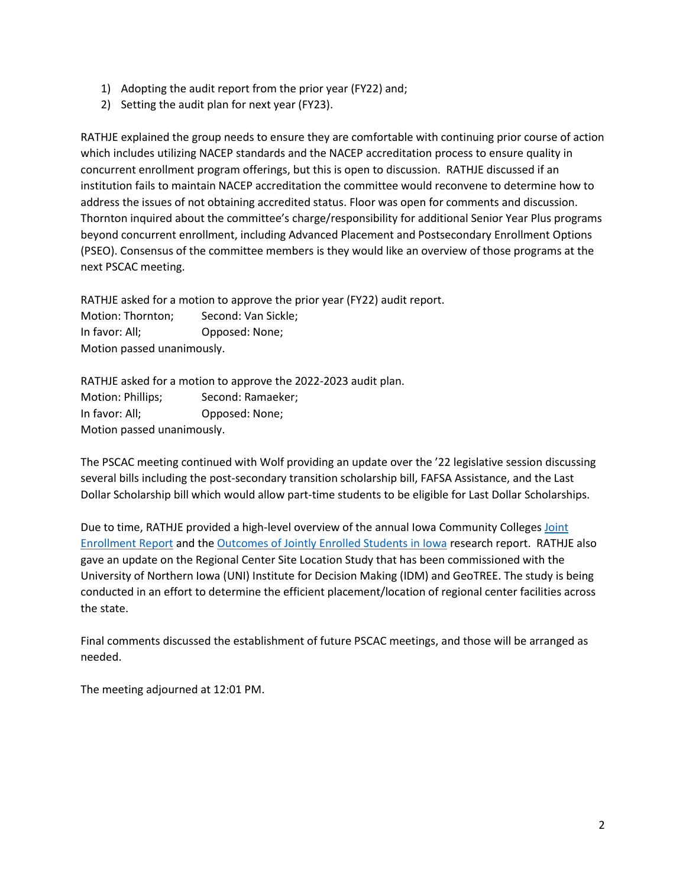1) Adopting the audit report from the prior year (FY22) and;
2) Setting the audit plan for next year (FY23).

RATHJE explained the group needs to ensure they are comfortable with continuing prior course of action which includes utilizing NACEP standards and the NACEP accreditation process to ensure quality in concurrent enrollment program offerings, but this is open to discussion. RATHJE discussed if an institution fails to maintain NACEP accreditation the committee would reconvene to determine how to address the issues of not obtaining accredited status. Floor was open for comments and discussion. Thornton inquired about the committee's charge/responsibility for additional Senior Year Plus programs beyond concurrent enrollment, including Advanced Placement and Postsecondary Enrollment Options (PSEO). Consensus of the committee members is they would like an overview of those programs at the next PSCAC meeting.

RATHJE asked for a motion to approve the prior year (FY22) audit report.
Motion: Thornton; Second: Van Sickle;
In favor: All; Opposed: None;
Motion passed unanimously.

RATHJE asked for a motion to approve the 2022-2023 audit plan.
Motion: Phillips; Second: Ramaeker;
In favor: All; Opposed: None;
Motion passed unanimously.

The PSCAC meeting continued with Wolf providing an update over the '22 legislative session discussing several bills including the post-secondary transition scholarship bill, FAFSA Assistance, and the Last Dollar Scholarship bill which would allow part-time students to be eligible for Last Dollar Scholarships.

Due to time, RATHJE provided a high-level overview of the annual Iowa Community Colleges Joint Enrollment Report and the Outcomes of Jointly Enrolled Students in Iowa research report. RATHJE also gave an update on the Regional Center Site Location Study that has been commissioned with the University of Northern Iowa (UNI) Institute for Decision Making (IDM) and GeoTREE. The study is being conducted in an effort to determine the efficient placement/location of regional center facilities across the state.

Final comments discussed the establishment of future PSCAC meetings, and those will be arranged as needed.

The meeting adjourned at 12:01 PM.